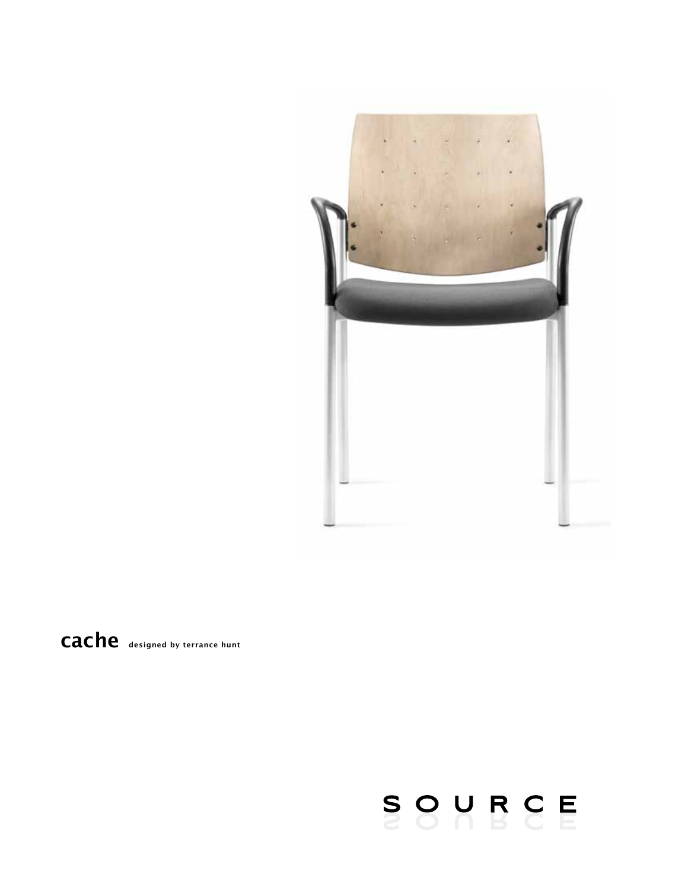**cache** designed by terrance hunt

SOURCE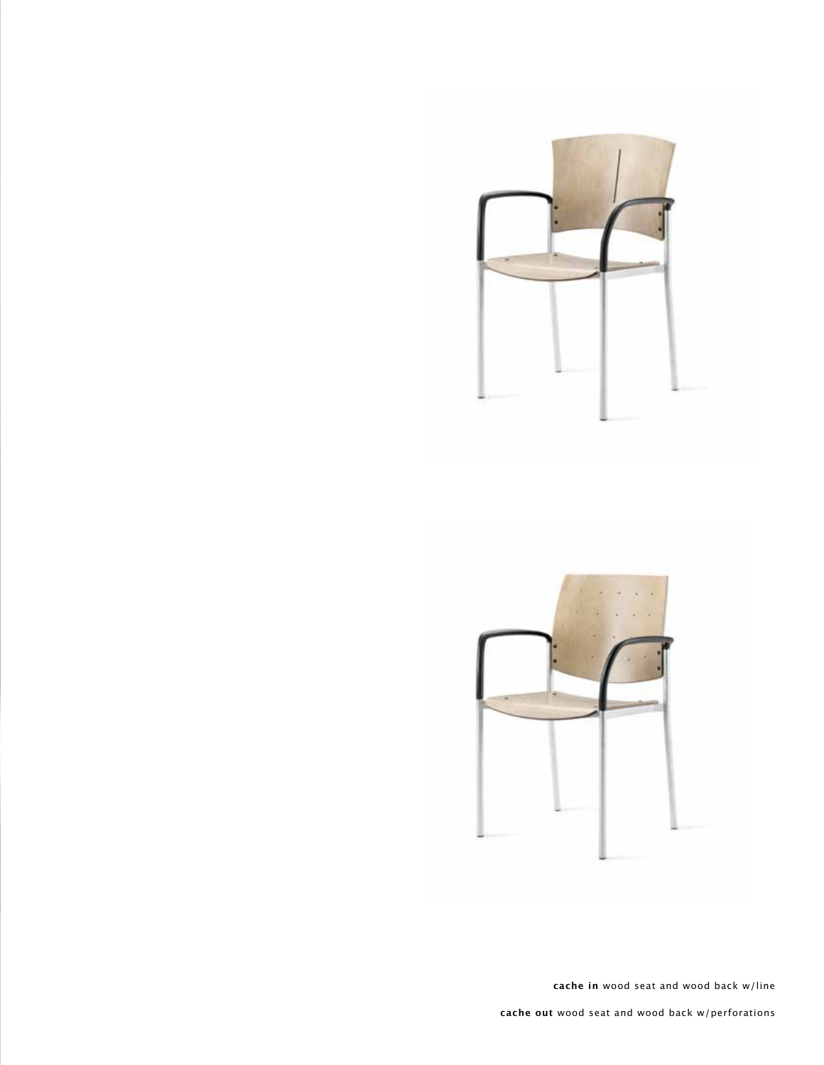**cache in** wood seat and wood back w/line

**cache out** wood seat and wood back w/perforations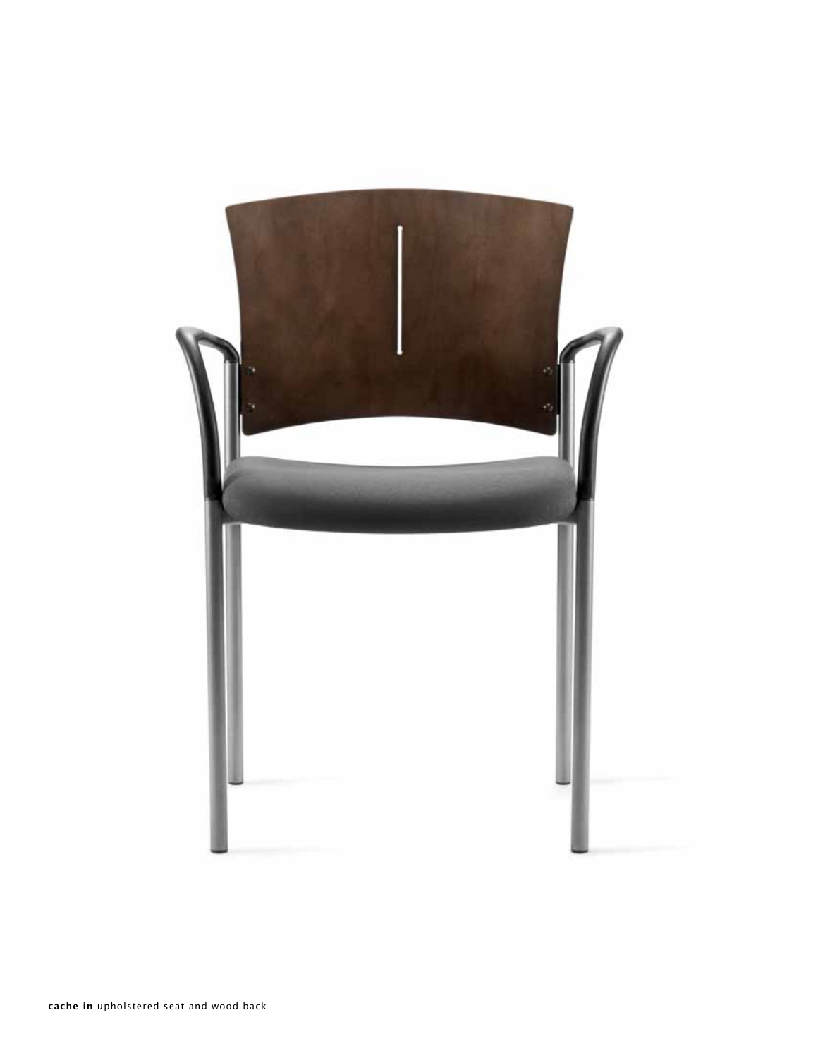**cache in** upholstered seat and wood back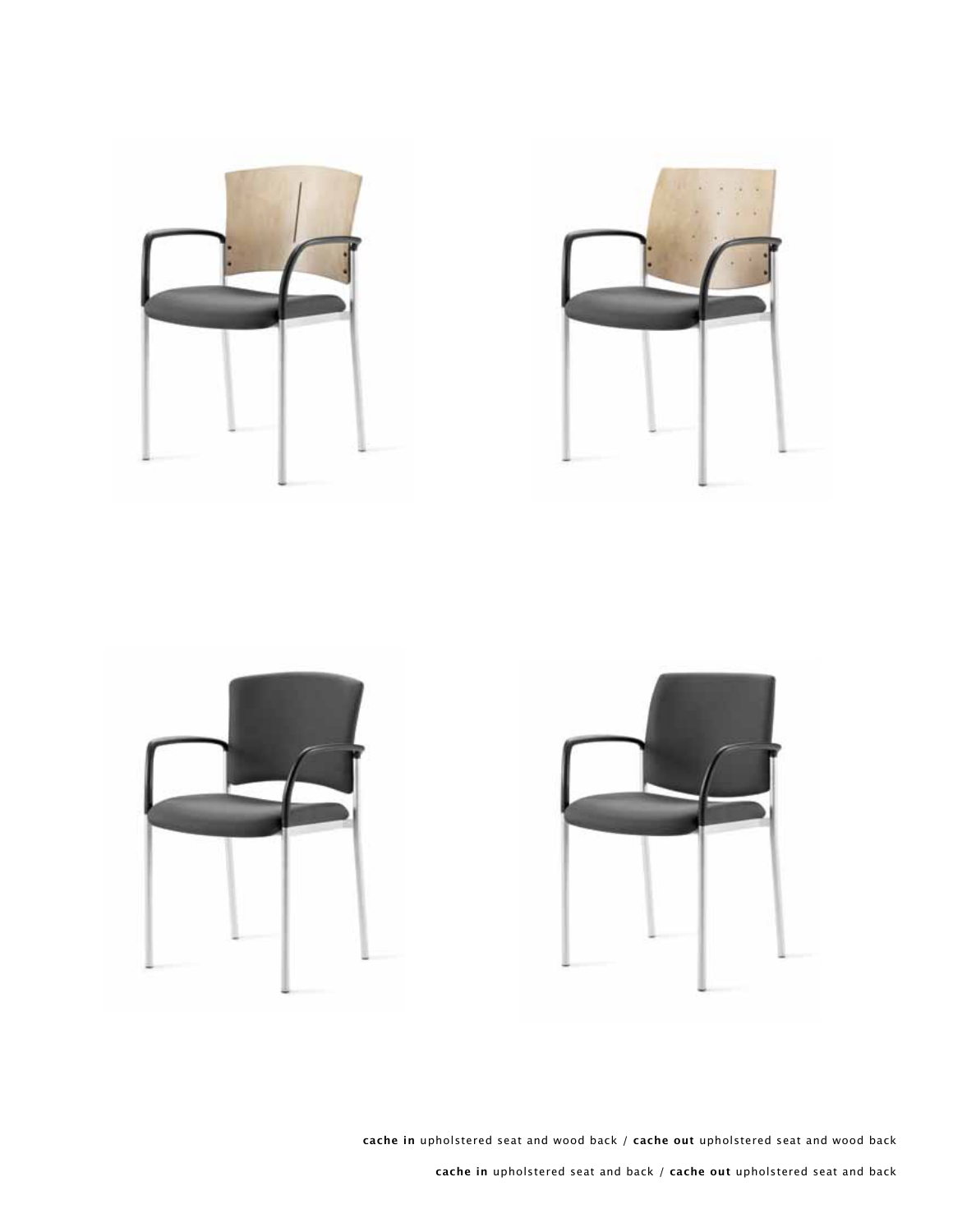**cache in** upholstered seat and wood back / **cache out** upholstered seat and wood back

**cache in** upholstered seat and back / **cache out** upholstered seat and back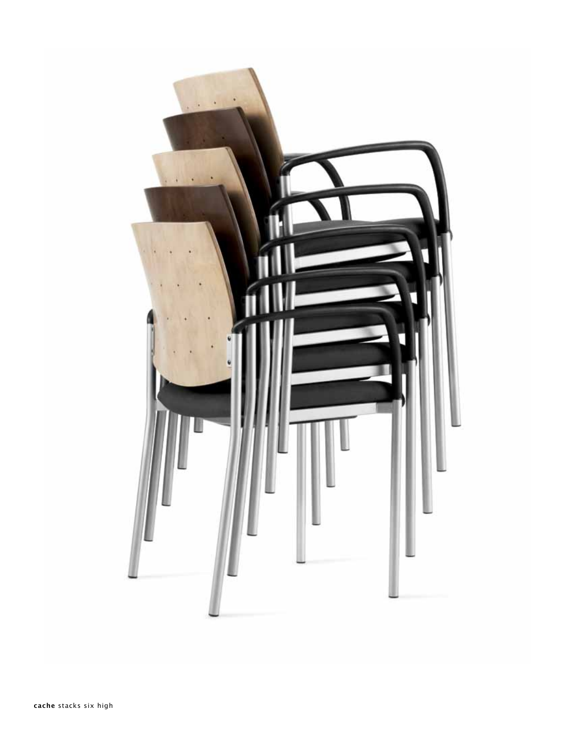**cache** stacks six high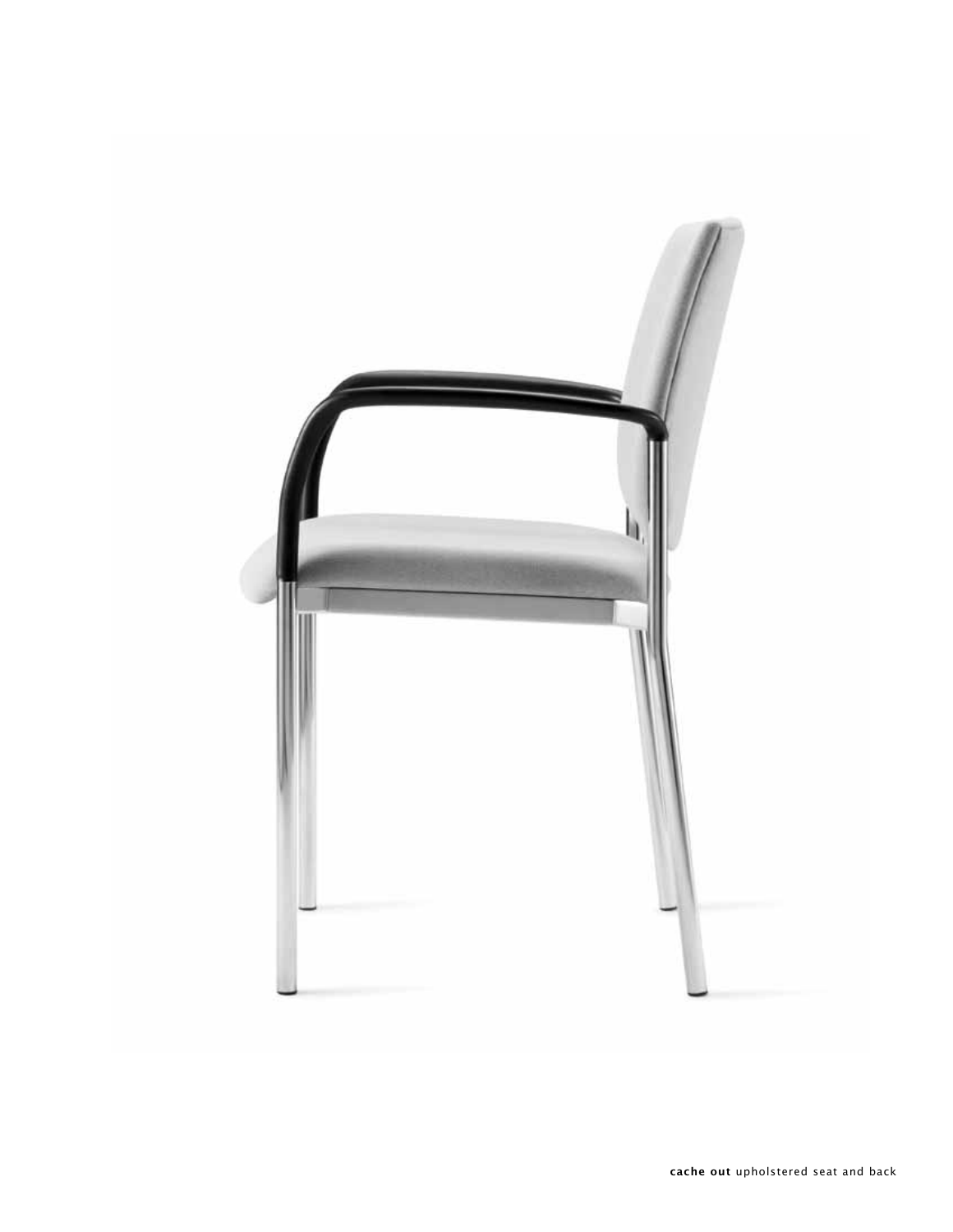**cache out** upholstered seat and back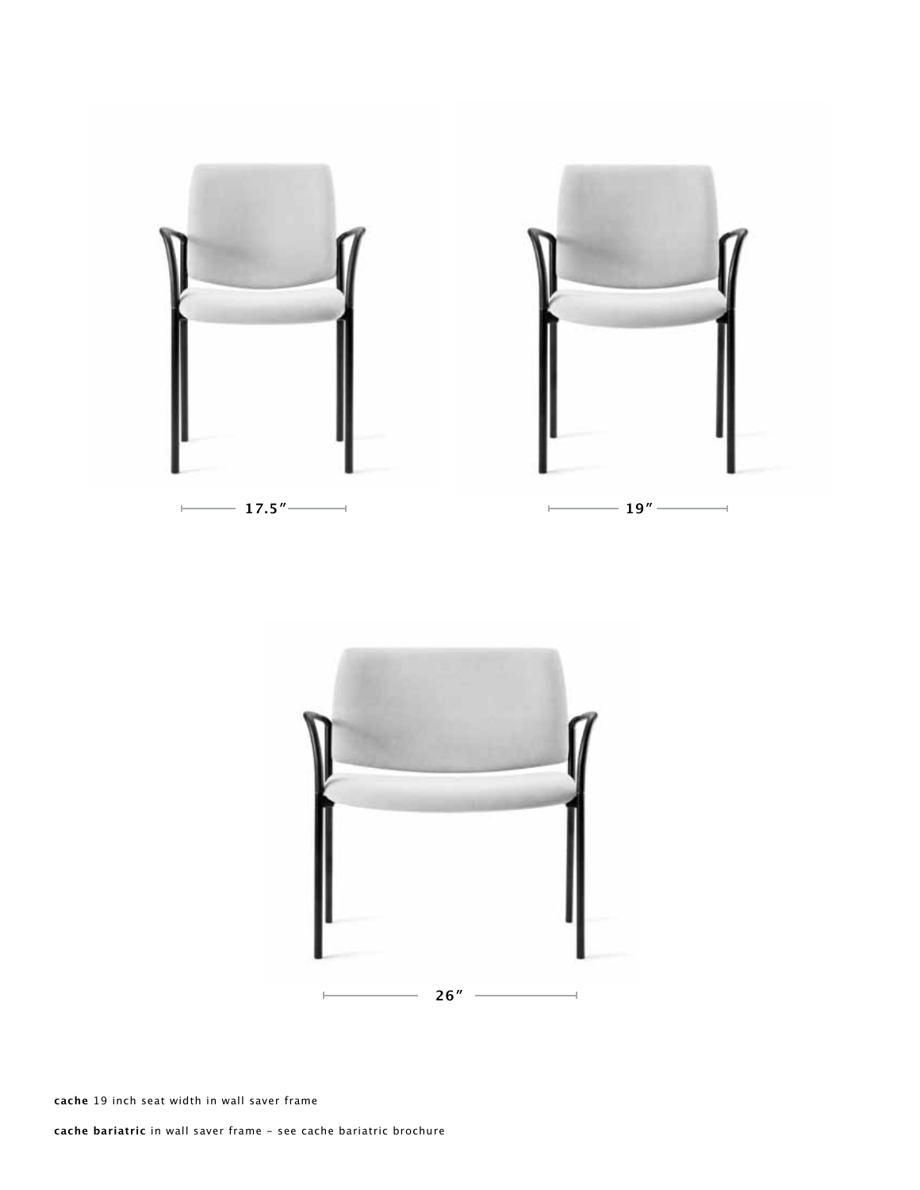17.5″

19″

26″

**cache** 19 inch seat width in wall saver frame

**cache bariatric** in wall saver frame – see cache bariatric brochure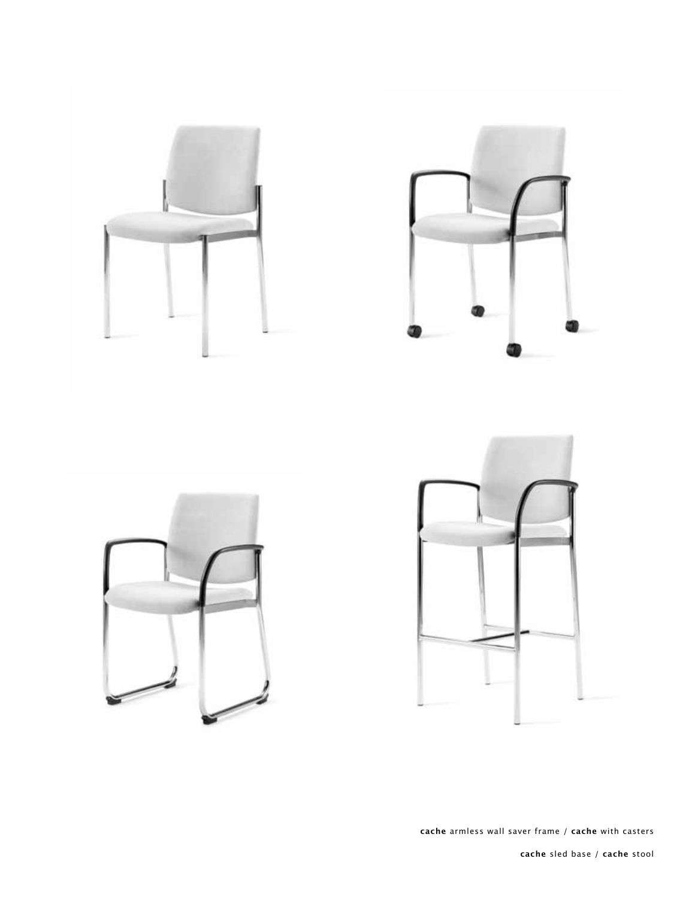**cache** armless wall saver frame / **cache** with casters

**cache** sled base / **cache** stool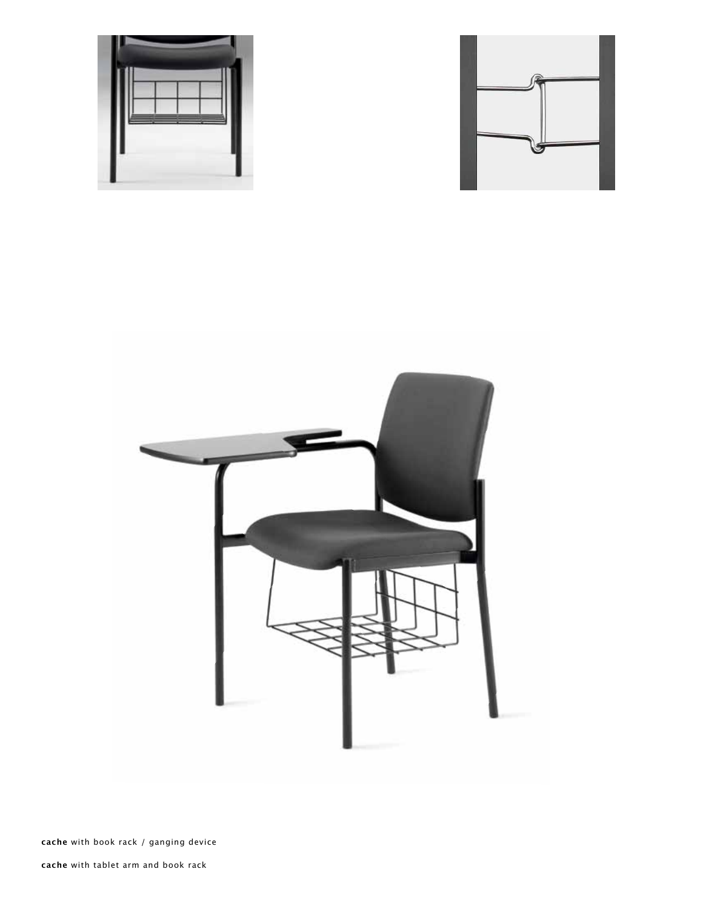**cache** with book rack / ganging device

**cache** with tablet arm and book rack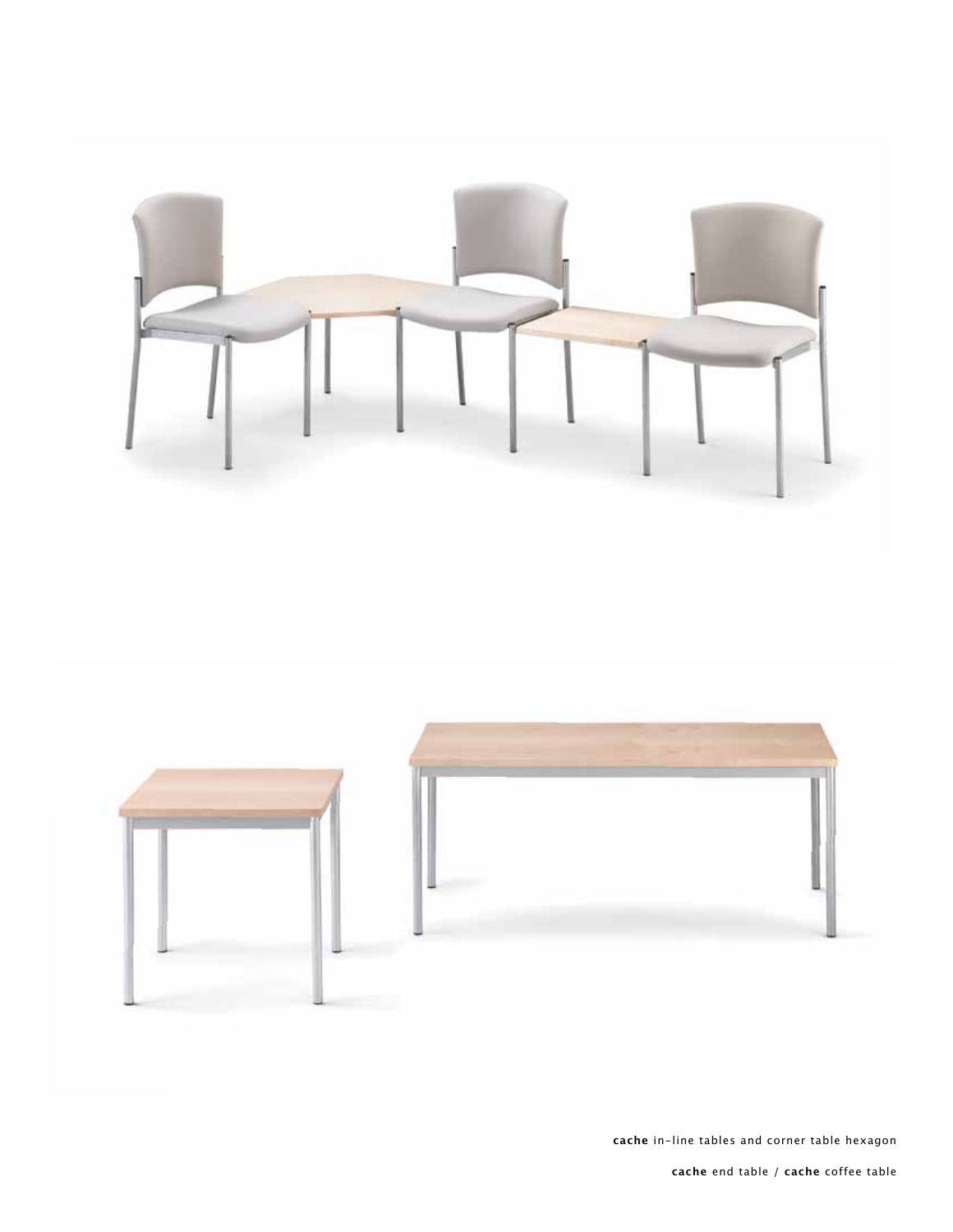**cache** in-line tables and corner table hexagon

**cache** end table / **cache** coffee table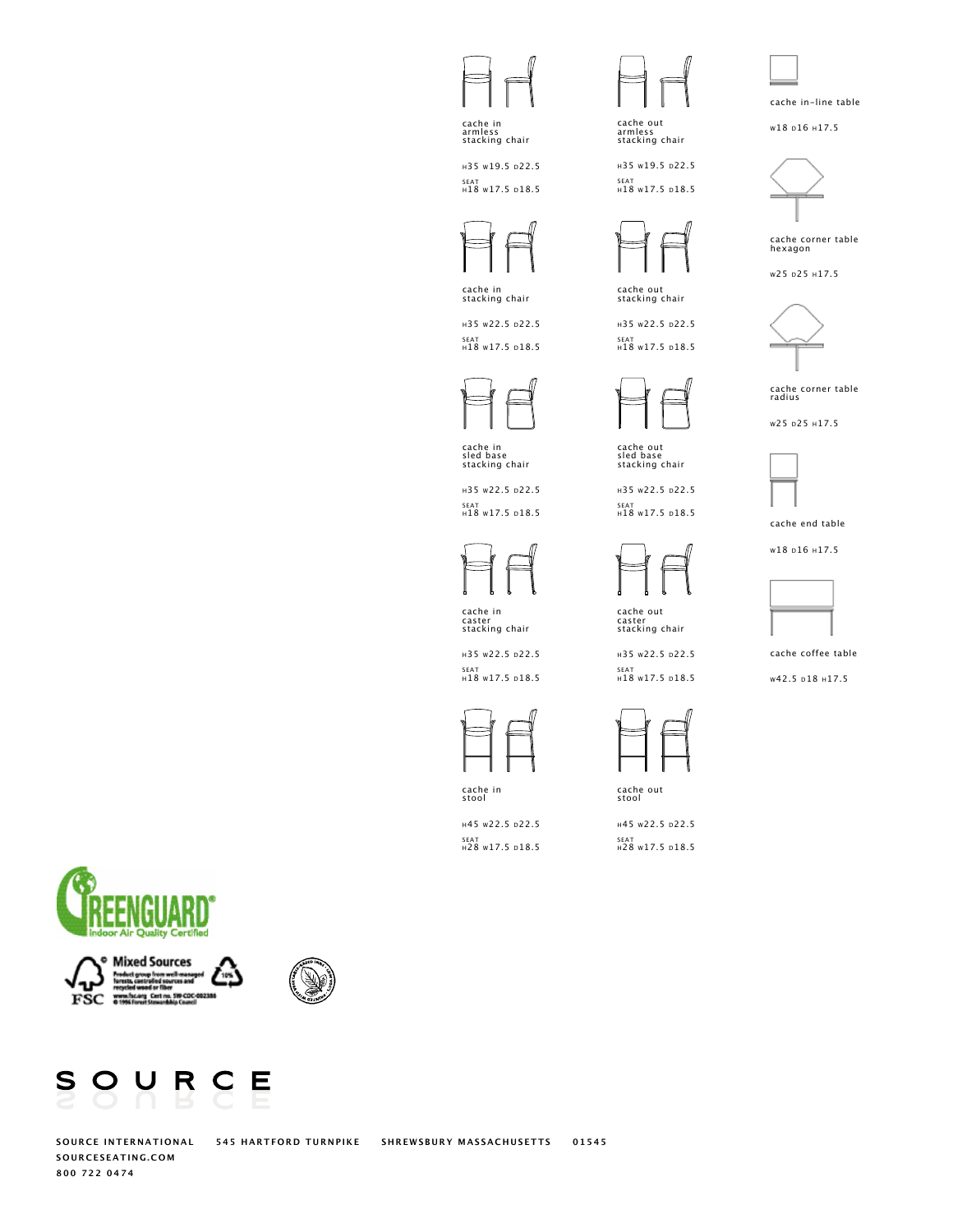cache in
armless
stacking chair

H35 W19.5 D22.5

SEAT
H18 W17.5 D18.5

cache out
armless
stacking chair

H35 W19.5 D22.5

SEAT
H18 W17.5 D18.5

cache in-line table

W18 D16 H17.5

cache in
stacking chair

H35 W22.5 D22.5

SEAT
H18 W17.5 D18.5

cache out
stacking chair

H35 W22.5 D22.5

SEAT
H18 W17.5 D18.5

cache corner table
hexagon

W25 D25 H17.5

cache corner table
radius

W25 D25 H17.5

cache in
sled base
stacking chair

H35 W22.5 D22.5

SEAT
H18 W17.5 D18.5

cache out
sled base
stacking chair

H35 W22.5 D22.5

SEAT
H18 W17.5 D18.5

cache end table

W18 D16 H17.5

cache in
caster
stacking chair

H35 W22.5 D22.5

SEAT
H18 W17.5 D18.5

cache out
caster
stacking chair

H35 W22.5 D22.5

SEAT
H18 W17.5 D18.5

cache coffee table

W42.5 D18 H17.5

cache in
stool

H45 W22.5 D22.5

SEAT
H28 W17.5 D18.5

cache out
stool

H45 W22.5 D22.5

SEAT
H28 W17.5 D18.5

GREENGUARD® Indoor Air Quality Certified

FSC Mixed Sources
Product group from well-managed forests, controlled sources and recycled wood or fiber
www.fsc.org Cert no. SW-COC-002386
© 1996 Forest Stewardship Council

10%

SOURCE

SOURCE INTERNATIONAL 545 HARTFORD TURNPIKE SHREWSBURY MASSACHUSETTS 01545
SOURCESEATING.COM
800 722 0474